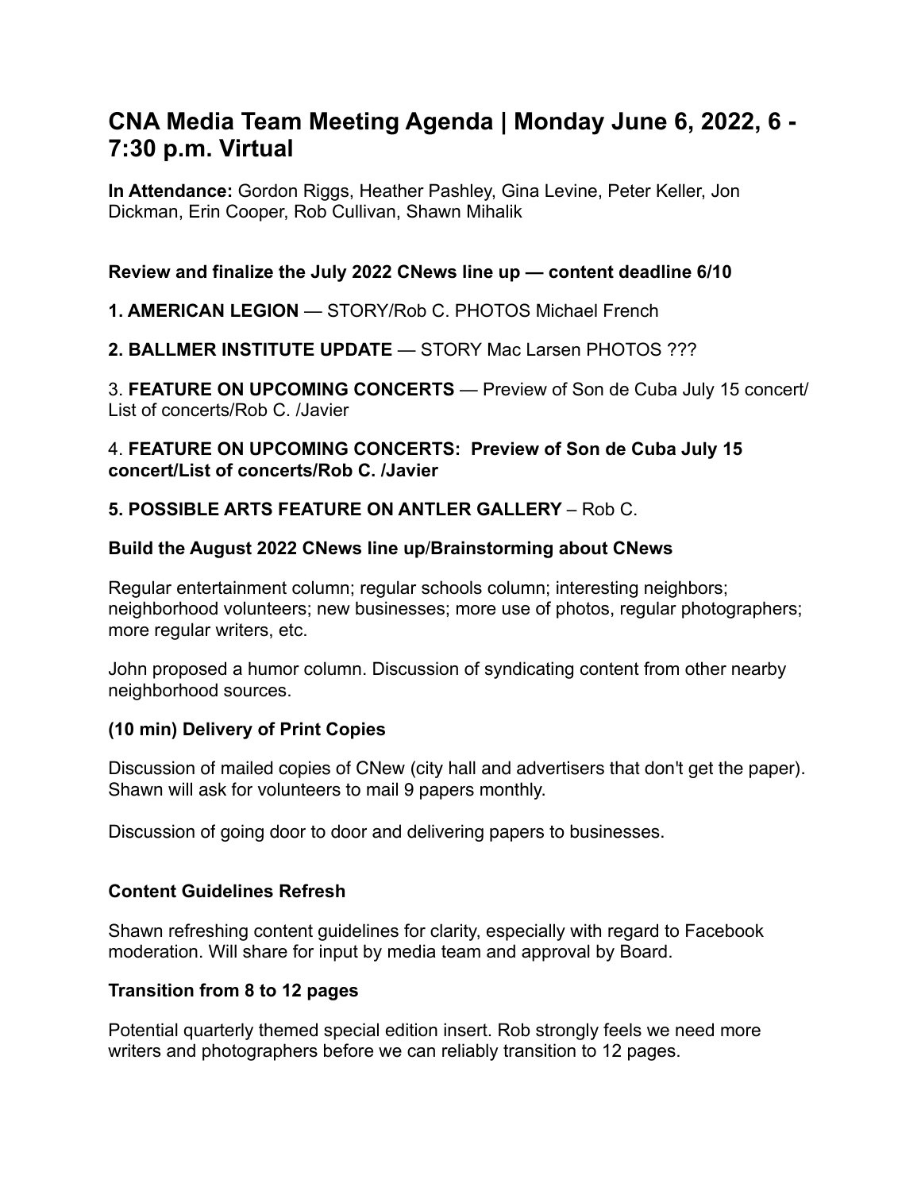# CNA Media Team Meeting Agenda | Monday June 6, 2022, 6 - 7:30 p.m. Virtual

**In Attendance:** Gordon Riggs, Heather Pashley, Gina Levine, Peter Keller, Jon Dickman, Erin Cooper, Rob Cullivan, Shawn Mihalik

### Review and finalize the July 2022 CNews line up — content deadline 6/10

**1. AMERICAN LEGION** — STORY/Rob C. PHOTOS Michael French

**2. BALLMER INSTITUTE UPDATE** — STORY Mac Larsen PHOTOS ???

3. **FEATURE ON UPCOMING CONCERTS** — Preview of Son de Cuba July 15 concert/ List of concerts/Rob C. /Javier

4. **FEATURE ON UPCOMING CONCERTS: Preview of Son de Cuba July 15 concert/List of concerts/Rob C. /Javier**

**5. POSSIBLE ARTS FEATURE ON ANTLER GALLERY** – Rob C.

### Build the August 2022 CNews line up/Brainstorming about CNews

Regular entertainment column; regular schools column; interesting neighbors; neighborhood volunteers; new businesses; more use of photos, regular photographers; more regular writers, etc.

John proposed a humor column. Discussion of syndicating content from other nearby neighborhood sources.

### (10 min) Delivery of Print Copies

Discussion of mailed copies of CNew (city hall and advertisers that don't get the paper). Shawn will ask for volunteers to mail 9 papers monthly.

Discussion of going door to door and delivering papers to businesses.

### Content Guidelines Refresh

Shawn refreshing content guidelines for clarity, especially with regard to Facebook moderation. Will share for input by media team and approval by Board.

### Transition from 8 to 12 pages

Potential quarterly themed special edition insert. Rob strongly feels we need more writers and photographers before we can reliably transition to 12 pages.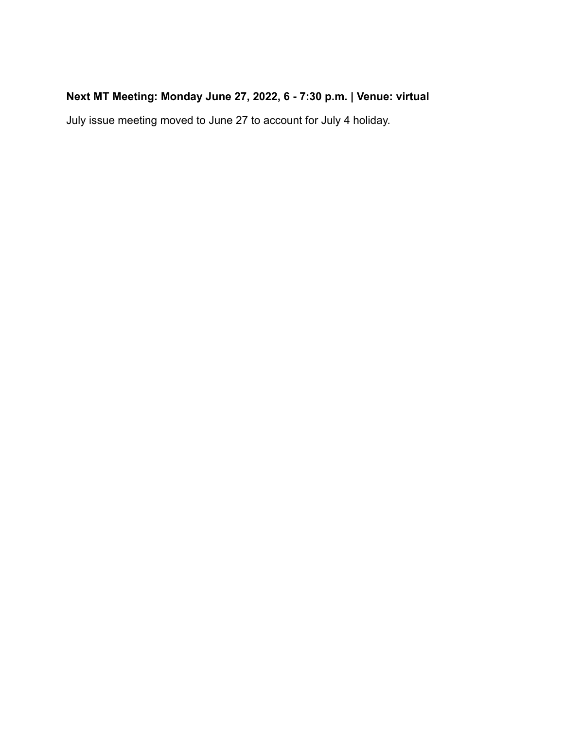**Next MT Meeting: Monday June 27, 2022, 6 - 7:30 p.m. | Venue: virtual**

July issue meeting moved to June 27 to account for July 4 holiday.